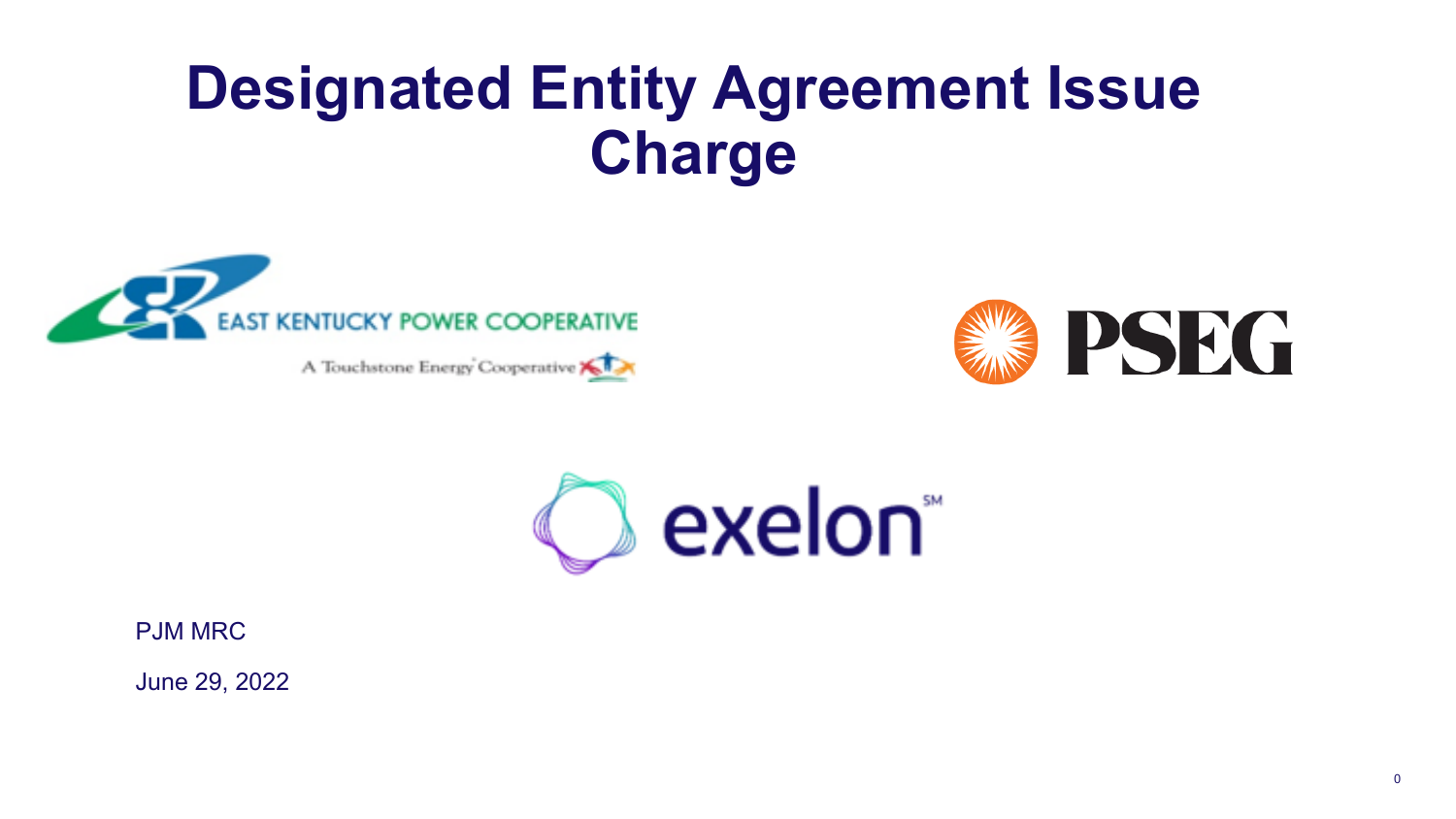# Designated Entity Agreement Issue Charge

EAST KENTUCKY POWER COOPERATIVE

A Touchstone Energy Cooperative

PSEG

exelon

PJM MRC

June 29, 2022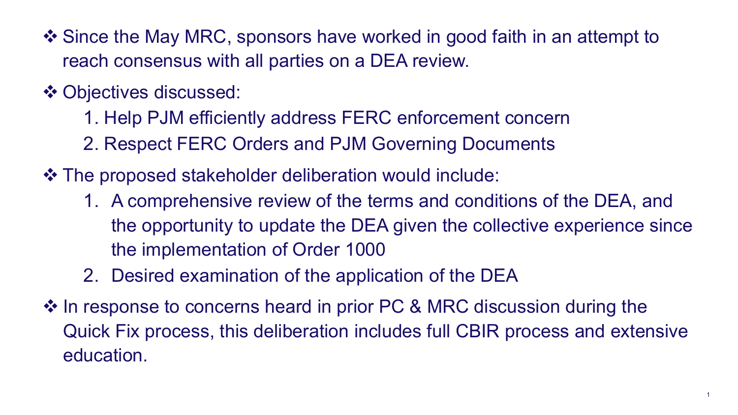- Since the May MRC, sponsors have worked in good faith in an attempt to reach consensus with all parties on a DEA review.
- Objectives discussed:
    1. Help PJM efficiently address FERC enforcement concern
    2. Respect FERC Orders and PJM Governing Documents
- The proposed stakeholder deliberation would include:
    1. A comprehensive review of the terms and conditions of the DEA, and the opportunity to update the DEA given the collective experience since the implementation of Order 1000
    2. Desired examination of the application of the DEA
- In response to concerns heard in prior PC & MRC discussion during the Quick Fix process, this deliberation includes full CBIR process and extensive education.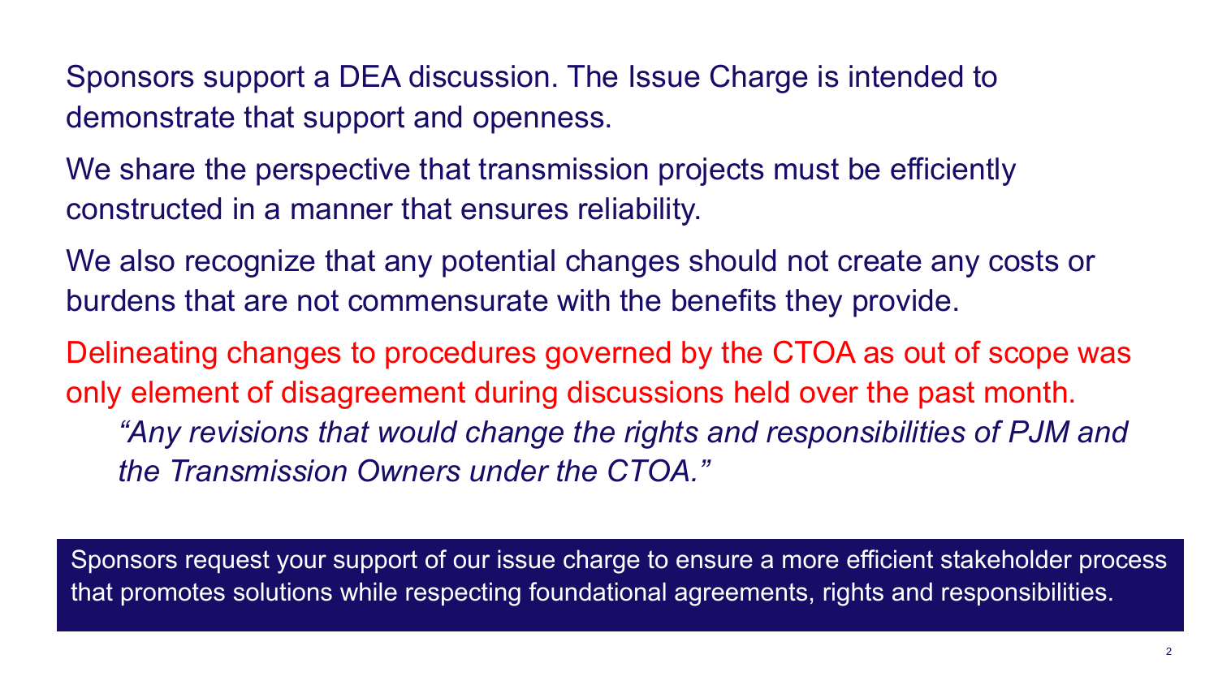Sponsors support a DEA discussion. The Issue Charge is intended to demonstrate that support and openness.

We share the perspective that transmission projects must be efficiently constructed in a manner that ensures reliability.

We also recognize that any potential changes should not create any costs or burdens that are not commensurate with the benefits they provide.

Delineating changes to procedures governed by the CTOA as out of scope was only element of disagreement during discussions held over the past month.

> *"Any revisions that would change the rights and responsibilities of PJM and the Transmission Owners under the CTOA."*

Sponsors request your support of our issue charge to ensure a more efficient stakeholder process that promotes solutions while respecting foundational agreements, rights and responsibilities.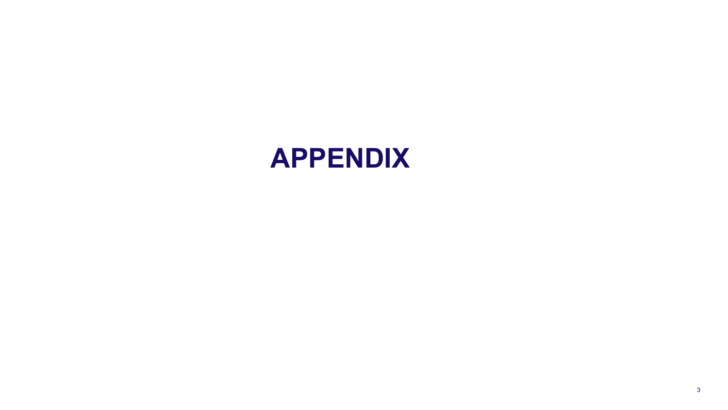# APPENDIX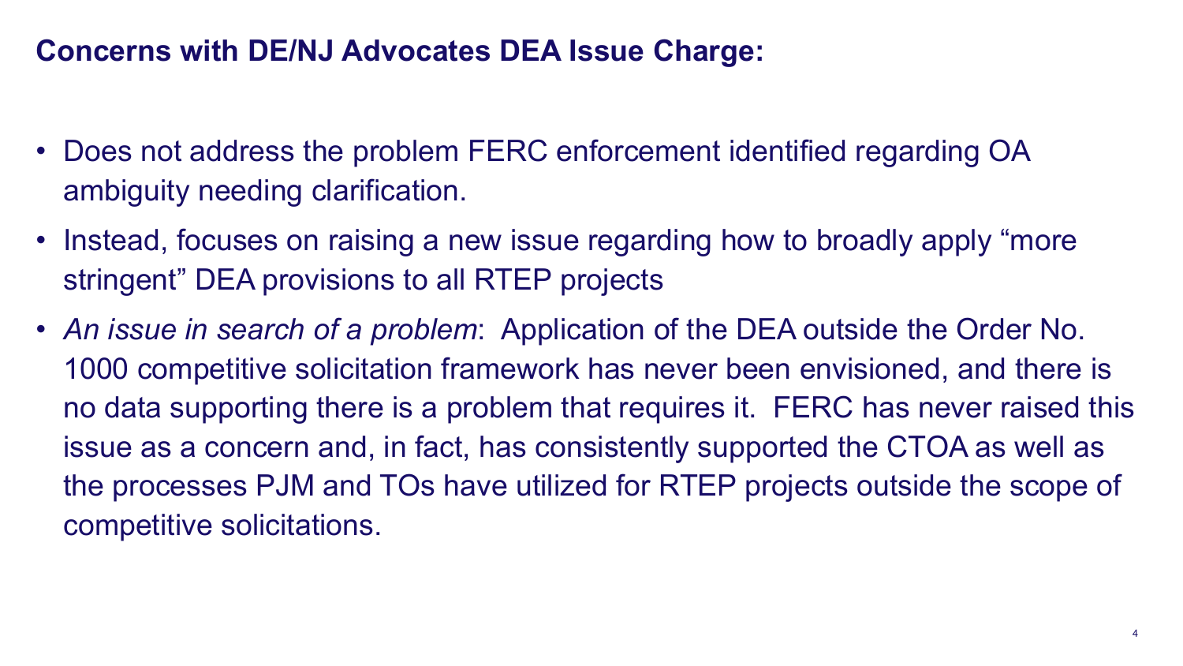## Concerns with DE/NJ Advocates DEA Issue Charge:

- Does not address the problem FERC enforcement identified regarding OA ambiguity needing clarification.
- Instead, focuses on raising a new issue regarding how to broadly apply "more stringent" DEA provisions to all RTEP projects
- *An issue in search of a problem*: Application of the DEA outside the Order No. 1000 competitive solicitation framework has never been envisioned, and there is no data supporting there is a problem that requires it. FERC has never raised this issue as a concern and, in fact, has consistently supported the CTOA as well as the processes PJM and TOs have utilized for RTEP projects outside the scope of competitive solicitations.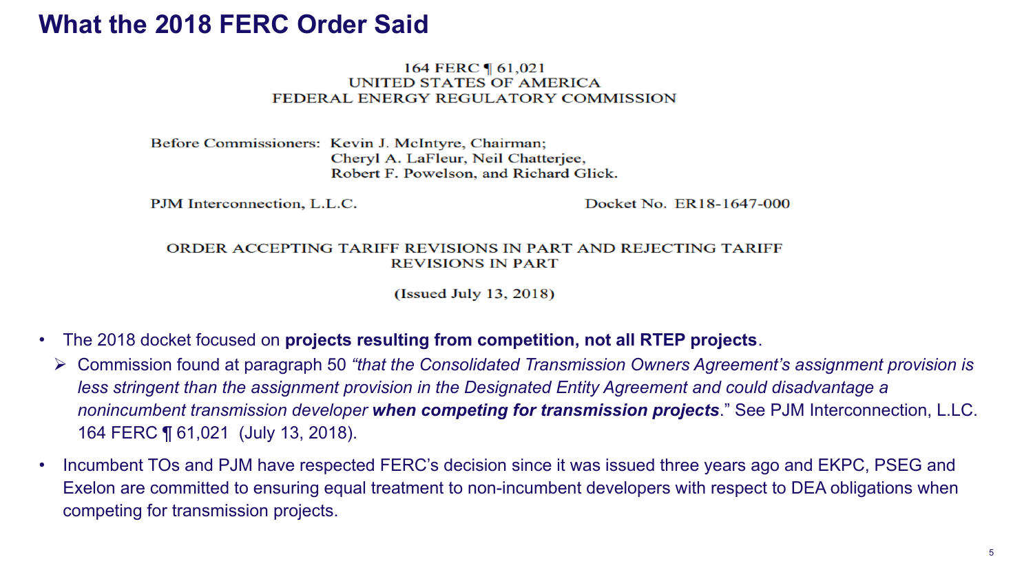# What the 2018 FERC Order Said

164 FERC ¶ 61,021
UNITED STATES OF AMERICA
FEDERAL ENERGY REGULATORY COMMISSION

Before Commissioners: Kevin J. McIntyre, Chairman;
Cheryl A. LaFleur, Neil Chatterjee,
Robert F. Powelson, and Richard Glick.

PJM Interconnection, L.L.C. Docket No. ER18-1647-000

ORDER ACCEPTING TARIFF REVISIONS IN PART AND REJECTING TARIFF REVISIONS IN PART

(Issued July 13, 2018)

- The 2018 docket focused on **projects resulting from competition, not all RTEP projects**.
  - Commission found at paragraph 50 *"that the Consolidated Transmission Owners Agreement's assignment provision is less stringent than the assignment provision in the Designated Entity Agreement and could disadvantage a nonincumbent transmission developer* ***when competing for transmission projects****.*" See PJM Interconnection, L.L.C. 164 FERC ¶ 61,021 (July 13, 2018).
- Incumbent TOs and PJM have respected FERC's decision since it was issued three years ago and EKPC, PSEG and Exelon are committed to ensuring equal treatment to non-incumbent developers with respect to DEA obligations when competing for transmission projects.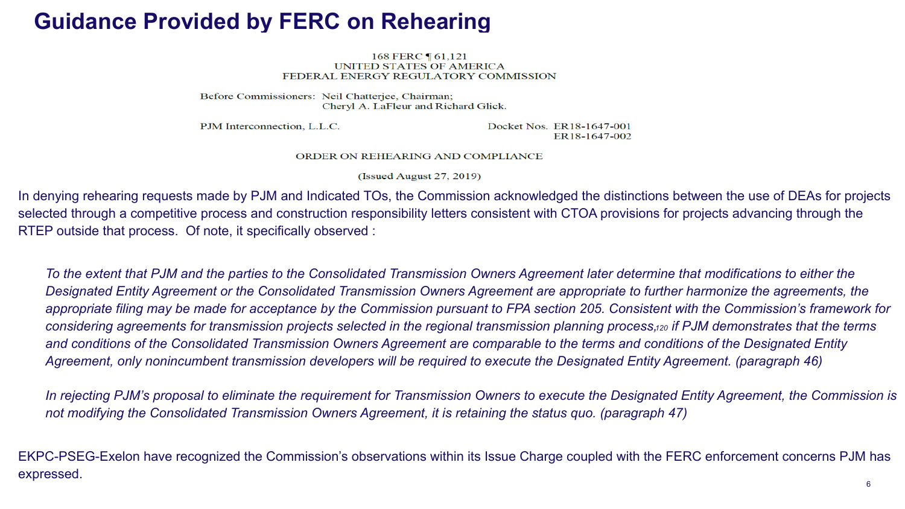# Guidance Provided by FERC on Rehearing

168 FERC ¶ 61,121
UNITED STATES OF AMERICA
FEDERAL ENERGY REGULATORY COMMISSION

Before Commissioners: Neil Chatterjee, Chairman;
Cheryl A. LaFleur and Richard Glick.

PJM Interconnection, L.L.C. Docket Nos. ER18-1647-001
ER18-1647-002

ORDER ON REHEARING AND COMPLIANCE

(Issued August 27, 2019)

In denying rehearing requests made by PJM and Indicated TOs, the Commission acknowledged the distinctions between the use of DEAs for projects selected through a competitive process and construction responsibility letters consistent with CTOA provisions for projects advancing through the RTEP outside that process. Of note, it specifically observed :

*To the extent that PJM and the parties to the Consolidated Transmission Owners Agreement later determine that modifications to either the Designated Entity Agreement or the Consolidated Transmission Owners Agreement are appropriate to further harmonize the agreements, the appropriate filing may be made for acceptance by the Commission pursuant to FPA section 205. Consistent with the Commission's framework for considering agreements for transmission projects selected in the regional transmission planning process,[120] if PJM demonstrates that the terms and conditions of the Consolidated Transmission Owners Agreement are comparable to the terms and conditions of the Designated Entity Agreement, only nonincumbent transmission developers will be required to execute the Designated Entity Agreement. (paragraph 46)*

*In rejecting PJM's proposal to eliminate the requirement for Transmission Owners to execute the Designated Entity Agreement, the Commission is not modifying the Consolidated Transmission Owners Agreement, it is retaining the status quo. (paragraph 47)*

EKPC-PSEG-Exelon have recognized the Commission's observations within its Issue Charge coupled with the FERC enforcement concerns PJM has expressed.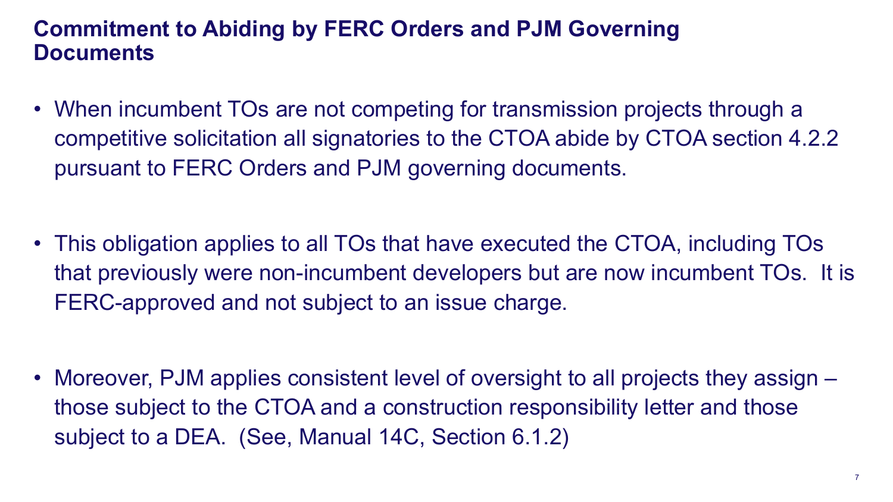## Commitment to Abiding by FERC Orders and PJM Governing Documents

- When incumbent TOs are not competing for transmission projects through a competitive solicitation all signatories to the CTOA abide by CTOA section 4.2.2 pursuant to FERC Orders and PJM governing documents.

- This obligation applies to all TOs that have executed the CTOA, including TOs that previously were non-incumbent developers but are now incumbent TOs. It is FERC-approved and not subject to an issue charge.

- Moreover, PJM applies consistent level of oversight to all projects they assign – those subject to the CTOA and a construction responsibility letter and those subject to a DEA. (See, Manual 14C, Section 6.1.2)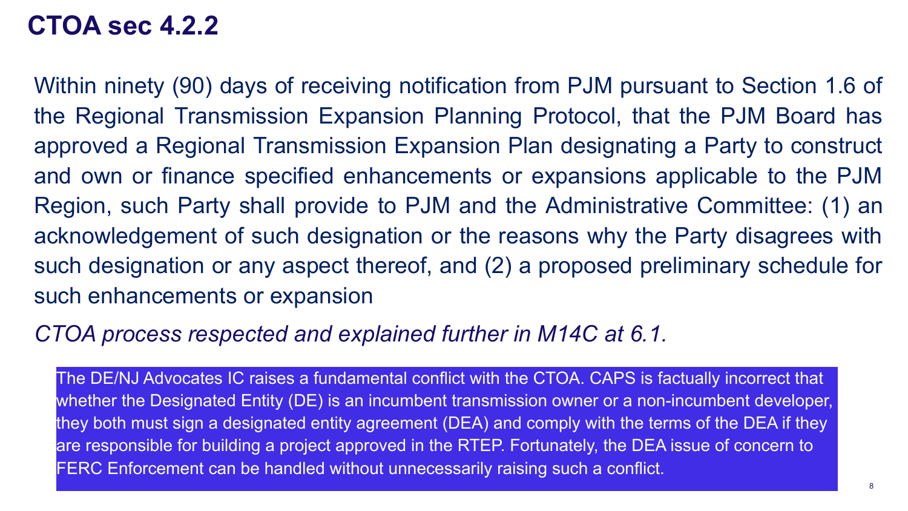# CTOA sec 4.2.2

Within ninety (90) days of receiving notification from PJM pursuant to Section 1.6 of the Regional Transmission Expansion Planning Protocol, that the PJM Board has approved a Regional Transmission Expansion Plan designating a Party to construct and own or finance specified enhancements or expansions applicable to the PJM Region, such Party shall provide to PJM and the Administrative Committee: (1) an acknowledgement of such designation or the reasons why the Party disagrees with such designation or any aspect thereof, and (2) a proposed preliminary schedule for such enhancements or expansion

*CTOA process respected and explained further in M14C at 6.1.*

The DE/NJ Advocates IC raises a fundamental conflict with the CTOA. CAPS is factually incorrect that whether the Designated Entity (DE) is an incumbent transmission owner or a non-incumbent developer, they both must sign a designated entity agreement (DEA) and comply with the terms of the DEA if they are responsible for building a project approved in the RTEP. Fortunately, the DEA issue of concern to FERC Enforcement can be handled without unnecessarily raising such a conflict.